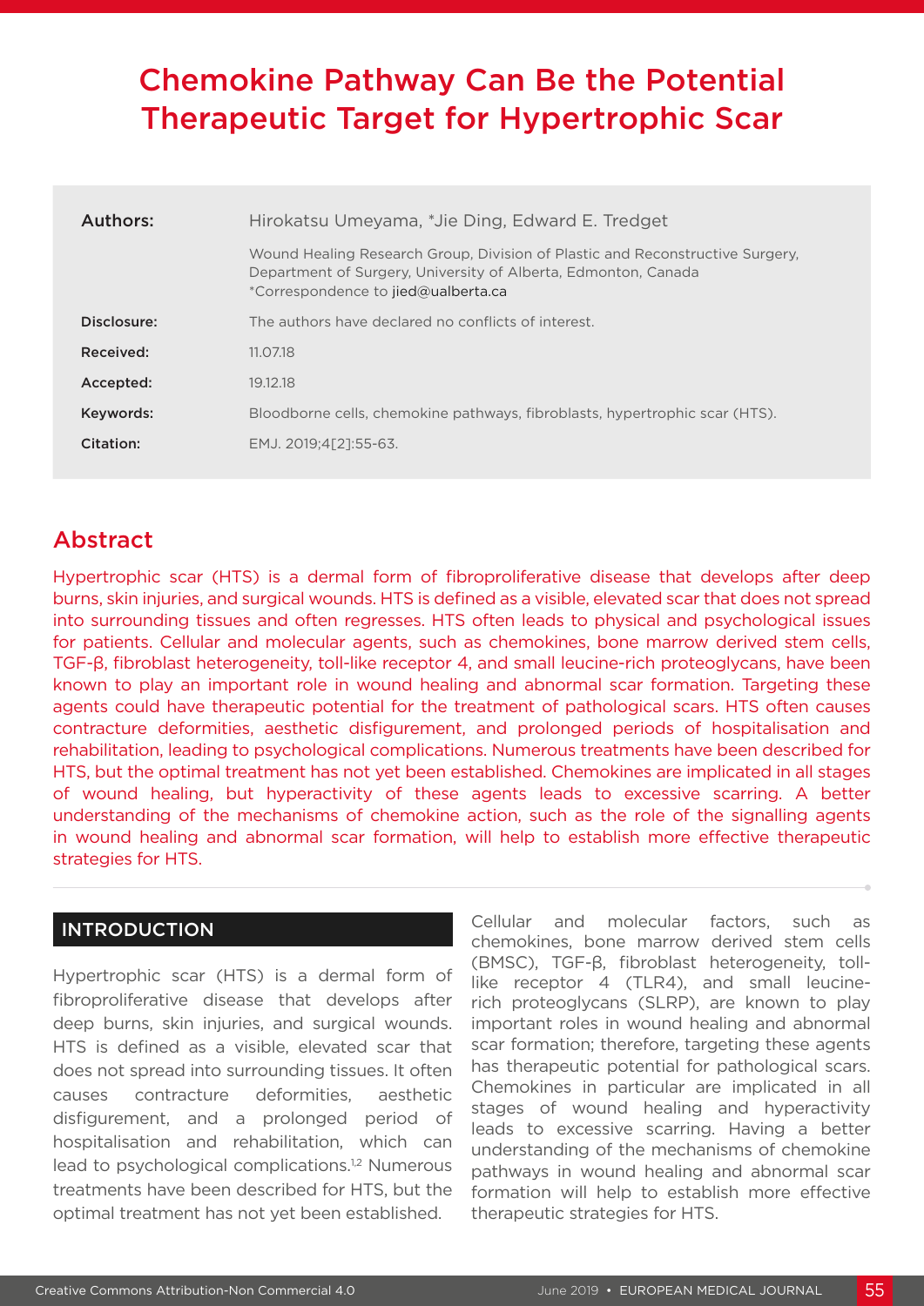# Chemokine Pathway Can Be the Potential Therapeutic Target for Hypertrophic Scar

| | |
|---|---|
| **Authors:** | Hirokatsu Umeyama, *Jie Ding, Edward E. Tredget |
| | Wound Healing Research Group, Division of Plastic and Reconstructive Surgery, Department of Surgery, University of Alberta, Edmonton, Canada *Correspondence to jied@ualberta.ca |
| **Disclosure:** | The authors have declared no conflicts of interest. |
| **Received:** | 11.07.18 |
| **Accepted:** | 19.12.18 |
| **Keywords:** | Bloodborne cells, chemokine pathways, fibroblasts, hypertrophic scar (HTS). |
| **Citation:** | EMJ. 2019;4[2]:55-63. |

## Abstract

Hypertrophic scar (HTS) is a dermal form of fibroproliferative disease that develops after deep burns, skin injuries, and surgical wounds. HTS is defined as a visible, elevated scar that does not spread into surrounding tissues and often regresses. HTS often leads to physical and psychological issues for patients. Cellular and molecular agents, such as chemokines, bone marrow derived stem cells, TGF-β, fibroblast heterogeneity, toll-like receptor 4, and small leucine-rich proteoglycans, have been known to play an important role in wound healing and abnormal scar formation. Targeting these agents could have therapeutic potential for the treatment of pathological scars. HTS often causes contracture deformities, aesthetic disfigurement, and prolonged periods of hospitalisation and rehabilitation, leading to psychological complications. Numerous treatments have been described for HTS, but the optimal treatment has not yet been established. Chemokines are implicated in all stages of wound healing, but hyperactivity of these agents leads to excessive scarring. A better understanding of the mechanisms of chemokine action, such as the role of the signalling agents in wound healing and abnormal scar formation, will help to establish more effective therapeutic strategies for HTS.

## INTRODUCTION

Hypertrophic scar (HTS) is a dermal form of fibroproliferative disease that develops after deep burns, skin injuries, and surgical wounds. HTS is defined as a visible, elevated scar that does not spread into surrounding tissues. It often causes contracture deformities, aesthetic disfigurement, and a prolonged period of hospitalisation and rehabilitation, which can lead to psychological complications.[1,2] Numerous treatments have been described for HTS, but the optimal treatment has not yet been established.

Cellular and molecular factors, such as chemokines, bone marrow derived stem cells (BMSC), TGF-β, fibroblast heterogeneity, toll-like receptor 4 (TLR4), and small leucine-rich proteoglycans (SLRP), are known to play important roles in wound healing and abnormal scar formation; therefore, targeting these agents has therapeutic potential for pathological scars. Chemokines in particular are implicated in all stages of wound healing and hyperactivity leads to excessive scarring. Having a better understanding of the mechanisms of chemokine pathways in wound healing and abnormal scar formation will help to establish more effective therapeutic strategies for HTS.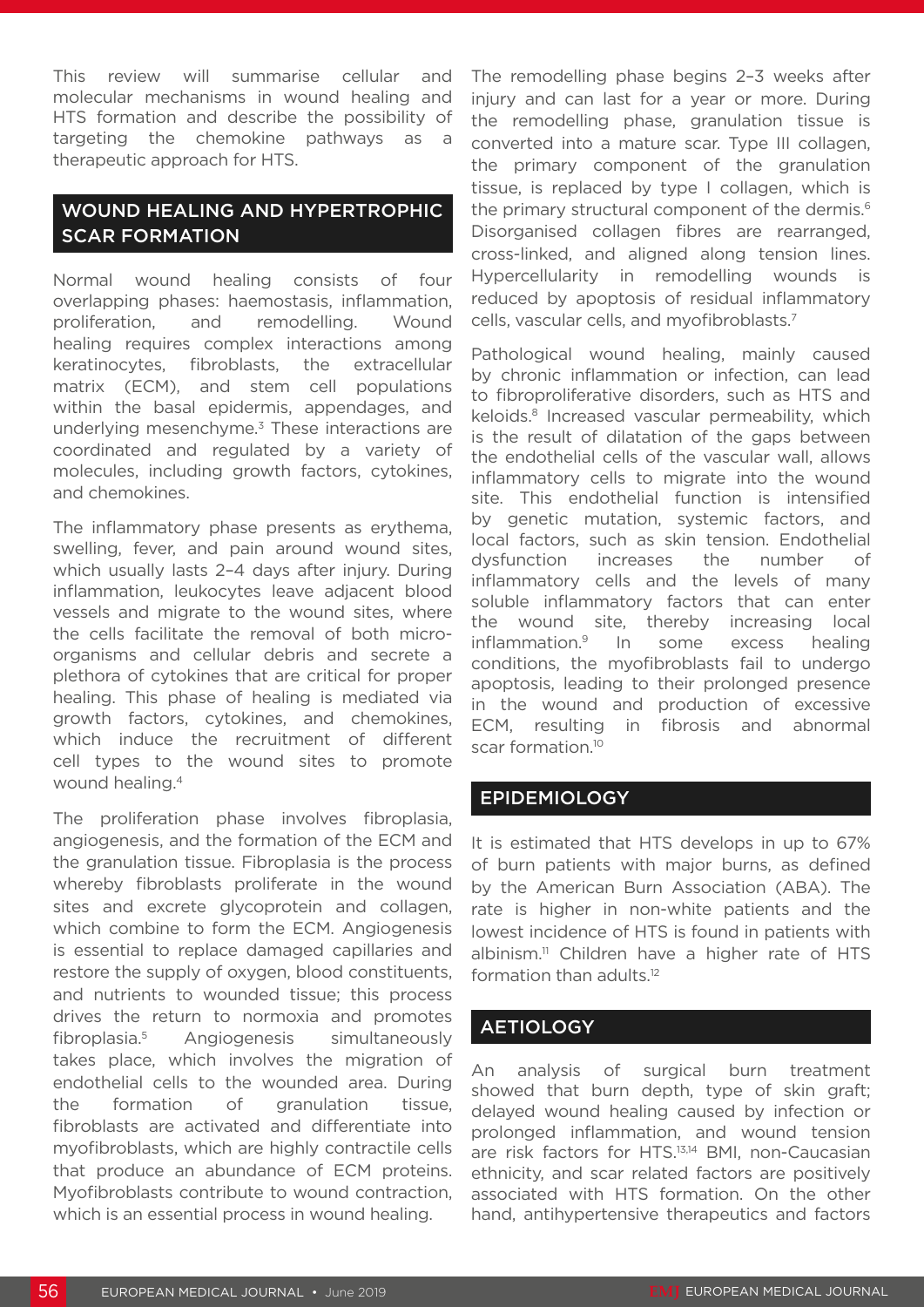This review will summarise cellular and molecular mechanisms in wound healing and HTS formation and describe the possibility of targeting the chemokine pathways as a therapeutic approach for HTS.

## WOUND HEALING AND HYPERTROPHIC SCAR FORMATION

Normal wound healing consists of four overlapping phases: haemostasis, inflammation, proliferation, and remodelling. Wound healing requires complex interactions among keratinocytes, fibroblasts, the extracellular matrix (ECM), and stem cell populations within the basal epidermis, appendages, and underlying mesenchyme.[3] These interactions are coordinated and regulated by a variety of molecules, including growth factors, cytokines, and chemokines.

The inflammatory phase presents as erythema, swelling, fever, and pain around wound sites, which usually lasts 2–4 days after injury. During inflammation, leukocytes leave adjacent blood vessels and migrate to the wound sites, where the cells facilitate the removal of both microorganisms and cellular debris and secrete a plethora of cytokines that are critical for proper healing. This phase of healing is mediated via growth factors, cytokines, and chemokines, which induce the recruitment of different cell types to the wound sites to promote wound healing.[4]

The proliferation phase involves fibroplasia, angiogenesis, and the formation of the ECM and the granulation tissue. Fibroplasia is the process whereby fibroblasts proliferate in the wound sites and excrete glycoprotein and collagen, which combine to form the ECM. Angiogenesis is essential to replace damaged capillaries and restore the supply of oxygen, blood constituents, and nutrients to wounded tissue; this process drives the return to normoxia and promotes fibroplasia.[5] Angiogenesis simultaneously takes place, which involves the migration of endothelial cells to the wounded area. During the formation of granulation tissue, fibroblasts are activated and differentiate into myofibroblasts, which are highly contractile cells that produce an abundance of ECM proteins. Myofibroblasts contribute to wound contraction, which is an essential process in wound healing.

The remodelling phase begins 2–3 weeks after injury and can last for a year or more. During the remodelling phase, granulation tissue is converted into a mature scar. Type III collagen, the primary component of the granulation tissue, is replaced by type I collagen, which is the primary structural component of the dermis.[6] Disorganised collagen fibres are rearranged, cross-linked, and aligned along tension lines. Hypercellularity in remodelling wounds is reduced by apoptosis of residual inflammatory cells, vascular cells, and myofibroblasts.[7]

Pathological wound healing, mainly caused by chronic inflammation or infection, can lead to fibroproliferative disorders, such as HTS and keloids.[8] Increased vascular permeability, which is the result of dilatation of the gaps between the endothelial cells of the vascular wall, allows inflammatory cells to migrate into the wound site. This endothelial function is intensified by genetic mutation, systemic factors, and local factors, such as skin tension. Endothelial dysfunction increases the number of inflammatory cells and the levels of many soluble inflammatory factors that can enter the wound site, thereby increasing local inflammation.[9] In some excess healing conditions, the myofibroblasts fail to undergo apoptosis, leading to their prolonged presence in the wound and production of excessive ECM, resulting in fibrosis and abnormal scar formation.[10]

## EPIDEMIOLOGY

It is estimated that HTS develops in up to 67% of burn patients with major burns, as defined by the American Burn Association (ABA). The rate is higher in non-white patients and the lowest incidence of HTS is found in patients with albinism.[11] Children have a higher rate of HTS formation than adults.[12]

## AETIOLOGY

An analysis of surgical burn treatment showed that burn depth, type of skin graft; delayed wound healing caused by infection or prolonged inflammation, and wound tension are risk factors for HTS.[13,14] BMI, non-Caucasian ethnicity, and scar related factors are positively associated with HTS formation. On the other hand, antihypertensive therapeutics and factors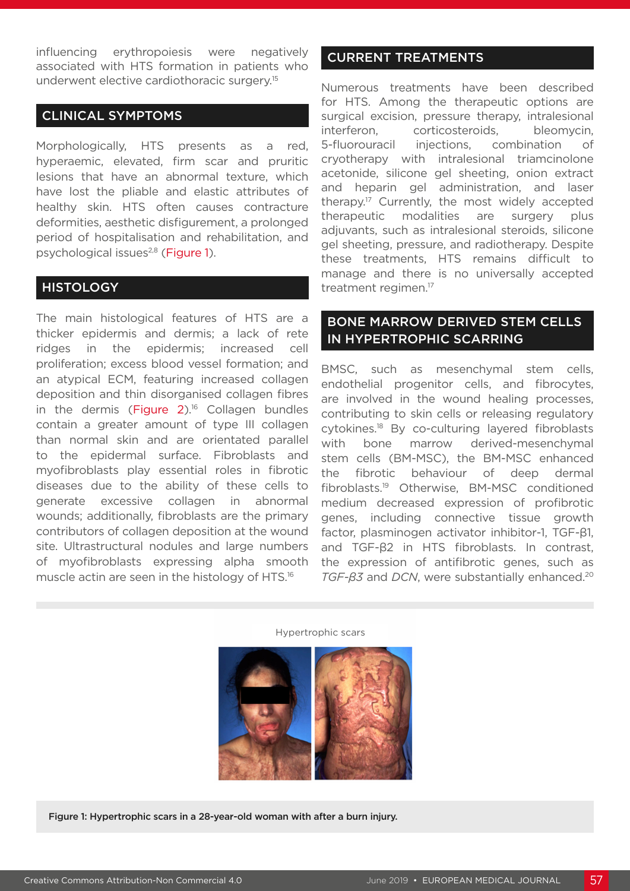influencing erythropoiesis were negatively associated with HTS formation in patients who underwent elective cardiothoracic surgery.[15]

## CLINICAL SYMPTOMS

Morphologically, HTS presents as a red, hyperaemic, elevated, firm scar and pruritic lesions that have an abnormal texture, which have lost the pliable and elastic attributes of healthy skin. HTS often causes contracture deformities, aesthetic disfigurement, a prolonged period of hospitalisation and rehabilitation, and psychological issues[2,8] (Figure 1).

## HISTOLOGY

The main histological features of HTS are a thicker epidermis and dermis; a lack of rete ridges in the epidermis; increased cell proliferation; excess blood vessel formation; and an atypical ECM, featuring increased collagen deposition and thin disorganised collagen fibres in the dermis (Figure 2).[16] Collagen bundles contain a greater amount of type III collagen than normal skin and are orientated parallel to the epidermal surface. Fibroblasts and myofibroblasts play essential roles in fibrotic diseases due to the ability of these cells to generate excessive collagen in abnormal wounds; additionally, fibroblasts are the primary contributors of collagen deposition at the wound site. Ultrastructural nodules and large numbers of myofibroblasts expressing alpha smooth muscle actin are seen in the histology of HTS.[16]

## CURRENT TREATMENTS

Numerous treatments have been described for HTS. Among the therapeutic options are surgical excision, pressure therapy, intralesional interferon, corticosteroids, bleomycin, 5-fluorouracil injections, combination of cryotherapy with intralesional triamcinolone acetonide, silicone gel sheeting, onion extract and heparin gel administration, and laser therapy.[17] Currently, the most widely accepted therapeutic modalities are surgery plus adjuvants, such as intralesional steroids, silicone gel sheeting, pressure, and radiotherapy. Despite these treatments, HTS remains difficult to manage and there is no universally accepted treatment regimen.[17]

## BONE MARROW DERIVED STEM CELLS IN HYPERTROPHIC SCARRING

BMSC, such as mesenchymal stem cells, endothelial progenitor cells, and fibrocytes, are involved in the wound healing processes, contributing to skin cells or releasing regulatory cytokines.[18] By co-culturing layered fibroblasts with bone marrow derived-mesenchymal stem cells (BM-MSC), the BM-MSC enhanced the fibrotic behaviour of deep dermal fibroblasts.[19] Otherwise, BM-MSC conditioned medium decreased expression of profibrotic genes, including connective tissue growth factor, plasminogen activator inhibitor-1, TGF-β1, and TGF-β2 in HTS fibroblasts. In contrast, the expression of antifibrotic genes, such as *TGF-β3* and *DCN*, were substantially enhanced.[20]

Hypertrophic scars

**Figure 1: Hypertrophic scars in a 28-year-old woman with after a burn injury.**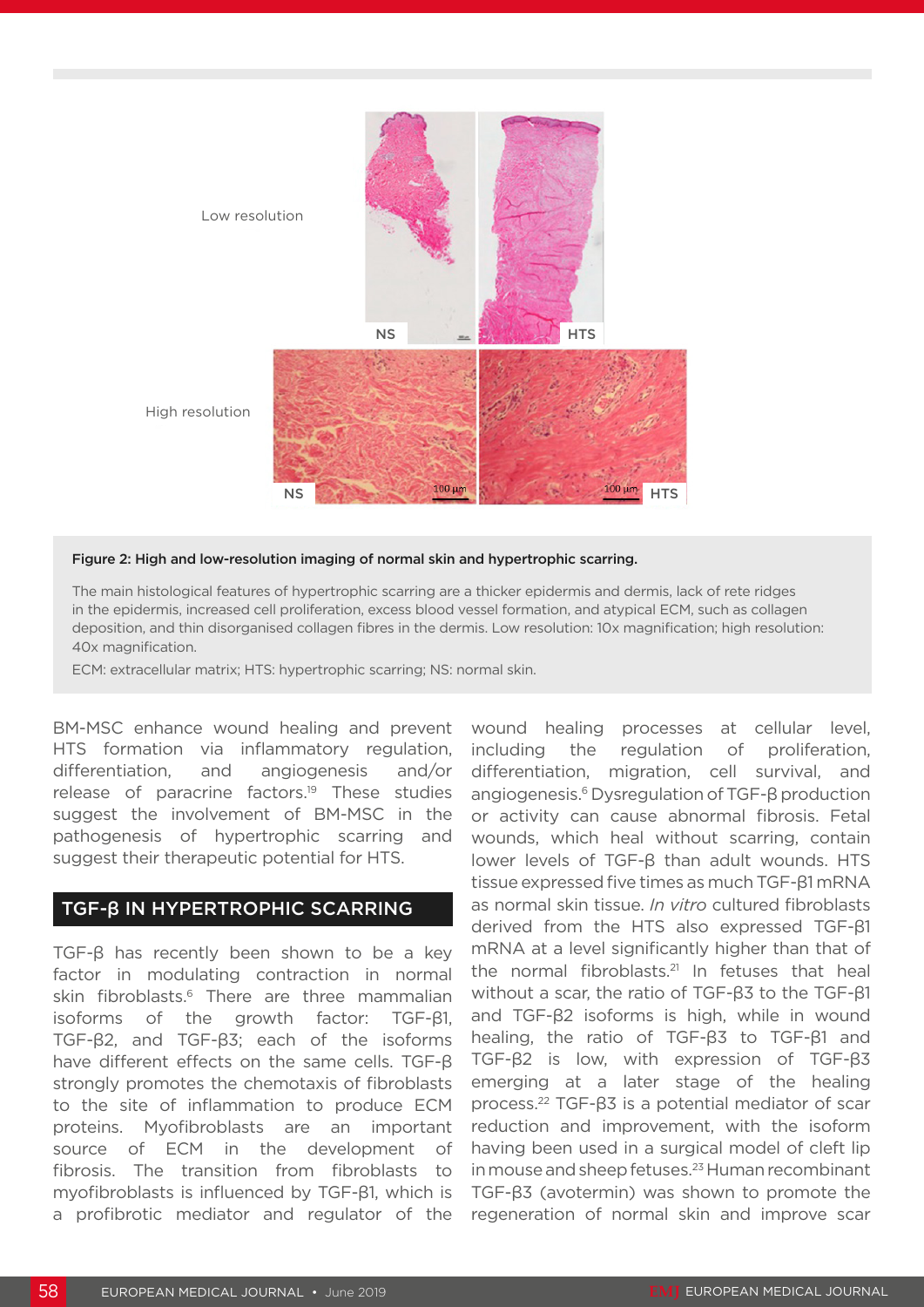Figure 2: High and low-resolution imaging of normal skin and hypertrophic scarring.

The main histological features of hypertrophic scarring are a thicker epidermis and dermis, lack of rete ridges in the epidermis, increased cell proliferation, excess blood vessel formation, and atypical ECM, such as collagen deposition, and thin disorganised collagen fibres in the dermis. Low resolution: 10x magnification; high resolution: 40x magnification.

ECM: extracellular matrix; HTS: hypertrophic scarring; NS: normal skin.

BM-MSC enhance wound healing and prevent HTS formation via inflammatory regulation, differentiation, and angiogenesis and/or release of paracrine factors.[19] These studies suggest the involvement of BM-MSC in the pathogenesis of hypertrophic scarring and suggest their therapeutic potential for HTS.

## TGF-β IN HYPERTROPHIC SCARRING

TGF-β has recently been shown to be a key factor in modulating contraction in normal skin fibroblasts.[6] There are three mammalian isoforms of the growth factor: TGF-β1, TGF-β2, and TGF-β3; each of the isoforms have different effects on the same cells. TGF-β strongly promotes the chemotaxis of fibroblasts to the site of inflammation to produce ECM proteins. Myofibroblasts are an important source of ECM in the development of fibrosis. The transition from fibroblasts to myofibroblasts is influenced by TGF-β1, which is a profibrotic mediator and regulator of the wound healing processes at cellular level, including the regulation of proliferation, differentiation, migration, cell survival, and angiogenesis.[6] Dysregulation of TGF-β production or activity can cause abnormal fibrosis. Fetal wounds, which heal without scarring, contain lower levels of TGF-β than adult wounds. HTS tissue expressed five times as much TGF-β1 mRNA as normal skin tissue. *In vitro* cultured fibroblasts derived from the HTS also expressed TGF-β1 mRNA at a level significantly higher than that of the normal fibroblasts.[21] In fetuses that heal without a scar, the ratio of TGF-β3 to the TGF-β1 and TGF-β2 isoforms is high, while in wound healing, the ratio of TGF-β3 to TGF-β1 and TGF-β2 is low, with expression of TGF-β3 emerging at a later stage of the healing process.[22] TGF-β3 is a potential mediator of scar reduction and improvement, with the isoform having been used in a surgical model of cleft lip in mouse and sheep fetuses.[23] Human recombinant TGF-β3 (avotermin) was shown to promote the regeneration of normal skin and improve scar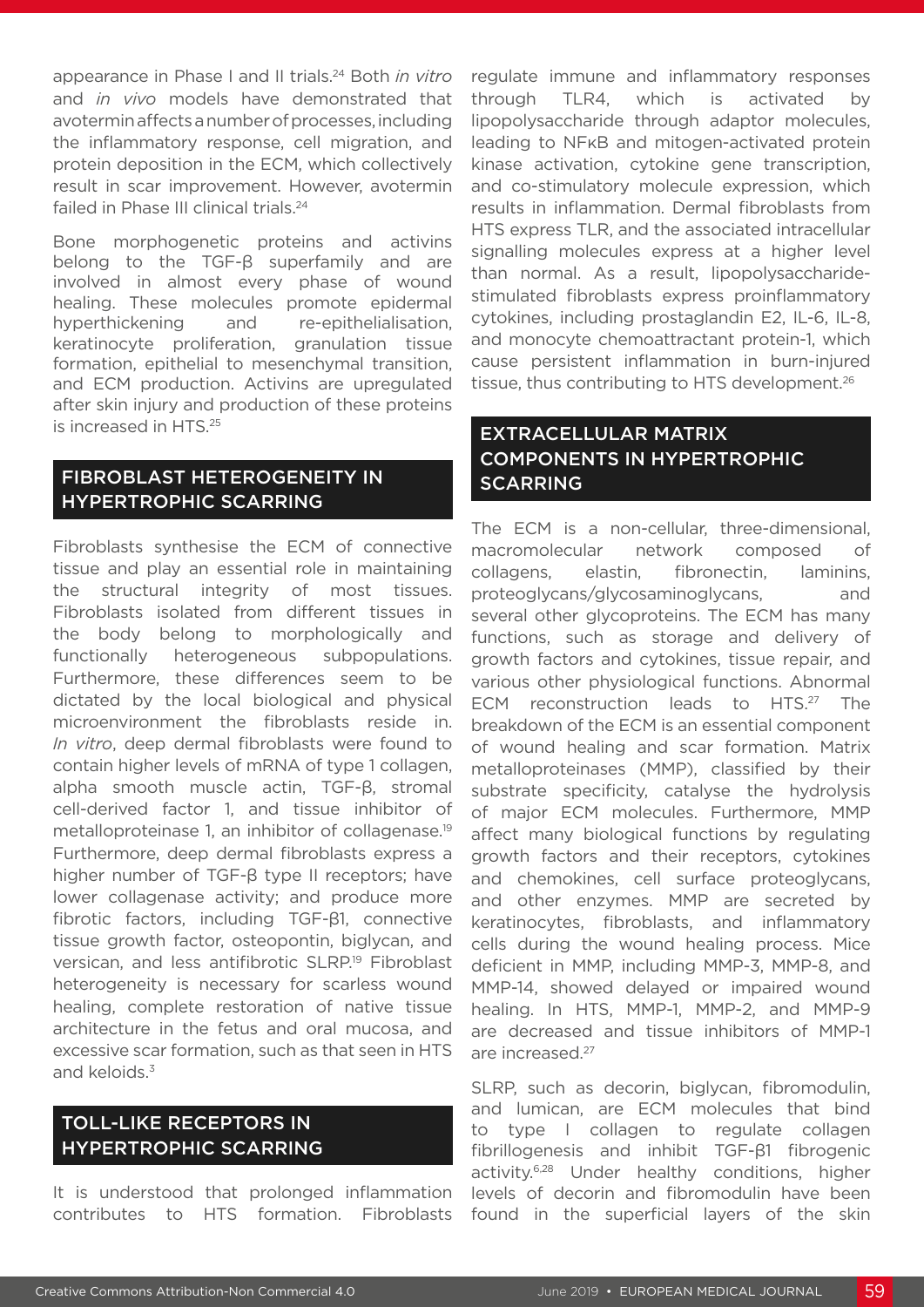appearance in Phase I and II trials.[24] Both *in vitro* and *in vivo* models have demonstrated that avotermin affects a number of processes, including the inflammatory response, cell migration, and protein deposition in the ECM, which collectively result in scar improvement. However, avotermin failed in Phase III clinical trials.[24]

Bone morphogenetic proteins and activins belong to the TGF-β superfamily and are involved in almost every phase of wound healing. These molecules promote epidermal hyperthickening and re-epithelialisation, keratinocyte proliferation, granulation tissue formation, epithelial to mesenchymal transition, and ECM production. Activins are upregulated after skin injury and production of these proteins is increased in HTS.[25]

## FIBROBLAST HETEROGENEITY IN HYPERTROPHIC SCARRING

Fibroblasts synthesise the ECM of connective tissue and play an essential role in maintaining the structural integrity of most tissues. Fibroblasts isolated from different tissues in the body belong to morphologically and functionally heterogeneous subpopulations. Furthermore, these differences seem to be dictated by the local biological and physical microenvironment the fibroblasts reside in. *In vitro*, deep dermal fibroblasts were found to contain higher levels of mRNA of type 1 collagen, alpha smooth muscle actin, TGF-β, stromal cell-derived factor 1, and tissue inhibitor of metalloproteinase 1, an inhibitor of collagenase.[19] Furthermore, deep dermal fibroblasts express a higher number of TGF-β type II receptors; have lower collagenase activity; and produce more fibrotic factors, including TGF-β1, connective tissue growth factor, osteopontin, biglycan, and versican, and less antifibrotic SLRP.[19] Fibroblast heterogeneity is necessary for scarless wound healing, complete restoration of native tissue architecture in the fetus and oral mucosa, and excessive scar formation, such as that seen in HTS and keloids.[3]

## TOLL-LIKE RECEPTORS IN HYPERTROPHIC SCARRING

It is understood that prolonged inflammation contributes to HTS formation. Fibroblasts regulate immune and inflammatory responses through TLR4, which is activated by lipopolysaccharide through adaptor molecules, leading to NFκB and mitogen-activated protein kinase activation, cytokine gene transcription, and co-stimulatory molecule expression, which results in inflammation. Dermal fibroblasts from HTS express TLR, and the associated intracellular signalling molecules express at a higher level than normal. As a result, lipopolysaccharide-stimulated fibroblasts express proinflammatory cytokines, including prostaglandin E2, IL-6, IL-8, and monocyte chemoattractant protein-1, which cause persistent inflammation in burn-injured tissue, thus contributing to HTS development.[26]

## EXTRACELLULAR MATRIX COMPONENTS IN HYPERTROPHIC SCARRING

The ECM is a non-cellular, three-dimensional, macromolecular network composed of collagens, elastin, fibronectin, laminins, proteoglycans/glycosaminoglycans, and several other glycoproteins. The ECM has many functions, such as storage and delivery of growth factors and cytokines, tissue repair, and various other physiological functions. Abnormal ECM reconstruction leads to HTS.[27] The breakdown of the ECM is an essential component of wound healing and scar formation. Matrix metalloproteinases (MMP), classified by their substrate specificity, catalyse the hydrolysis of major ECM molecules. Furthermore, MMP affect many biological functions by regulating growth factors and their receptors, cytokines and chemokines, cell surface proteoglycans, and other enzymes. MMP are secreted by keratinocytes, fibroblasts, and inflammatory cells during the wound healing process. Mice deficient in MMP, including MMP-3, MMP-8, and MMP-14, showed delayed or impaired wound healing. In HTS, MMP-1, MMP-2, and MMP-9 are decreased and tissue inhibitors of MMP-1 are increased.[27]

SLRP, such as decorin, biglycan, fibromodulin, and lumican, are ECM molecules that bind to type I collagen to regulate collagen fibrillogenesis and inhibit TGF-β1 fibrogenic activity.[6,28] Under healthy conditions, higher levels of decorin and fibromodulin have been found in the superficial layers of the skin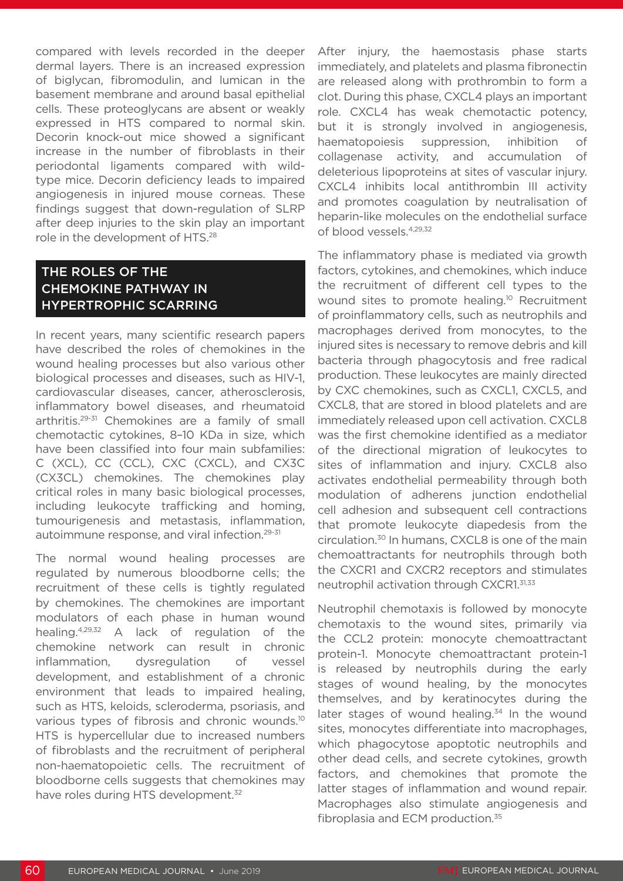compared with levels recorded in the deeper dermal layers. There is an increased expression of biglycan, fibromodulin, and lumican in the basement membrane and around basal epithelial cells. These proteoglycans are absent or weakly expressed in HTS compared to normal skin. Decorin knock-out mice showed a significant increase in the number of fibroblasts in their periodontal ligaments compared with wild-type mice. Decorin deficiency leads to impaired angiogenesis in injured mouse corneas. These findings suggest that down-regulation of SLRP after deep injuries to the skin play an important role in the development of HTS.[28]

## THE ROLES OF THE CHEMOKINE PATHWAY IN HYPERTROPHIC SCARRING

In recent years, many scientific research papers have described the roles of chemokines in the wound healing processes but also various other biological processes and diseases, such as HIV-1, cardiovascular diseases, cancer, atherosclerosis, inflammatory bowel diseases, and rheumatoid arthritis.[29-31] Chemokines are a family of small chemotactic cytokines, 8–10 KDa in size, which have been classified into four main subfamilies: C (XCL), CC (CCL), CXC (CXCL), and CX3C (CX3CL) chemokines. The chemokines play critical roles in many basic biological processes, including leukocyte trafficking and homing, tumourigenesis and metastasis, inflammation, autoimmune response, and viral infection.[29-31]

The normal wound healing processes are regulated by numerous bloodborne cells; the recruitment of these cells is tightly regulated by chemokines. The chemokines are important modulators of each phase in human wound healing.[4,29,32] A lack of regulation of the chemokine network can result in chronic inflammation, dysregulation of vessel development, and establishment of a chronic environment that leads to impaired healing, such as HTS, keloids, scleroderma, psoriasis, and various types of fibrosis and chronic wounds.[10] HTS is hypercellular due to increased numbers of fibroblasts and the recruitment of peripheral non-haematopoietic cells. The recruitment of bloodborne cells suggests that chemokines may have roles during HTS development.[32]

After injury, the haemostasis phase starts immediately, and platelets and plasma fibronectin are released along with prothrombin to form a clot. During this phase, CXCL4 plays an important role. CXCL4 has weak chemotactic potency, but it is strongly involved in angiogenesis, haematopoiesis suppression, inhibition of collagenase activity, and accumulation of deleterious lipoproteins at sites of vascular injury. CXCL4 inhibits local antithrombin III activity and promotes coagulation by neutralisation of heparin-like molecules on the endothelial surface of blood vessels.[4,29,32]

The inflammatory phase is mediated via growth factors, cytokines, and chemokines, which induce the recruitment of different cell types to the wound sites to promote healing.[10] Recruitment of proinflammatory cells, such as neutrophils and macrophages derived from monocytes, to the injured sites is necessary to remove debris and kill bacteria through phagocytosis and free radical production. These leukocytes are mainly directed by CXC chemokines, such as CXCL1, CXCL5, and CXCL8, that are stored in blood platelets and are immediately released upon cell activation. CXCL8 was the first chemokine identified as a mediator of the directional migration of leukocytes to sites of inflammation and injury. CXCL8 also activates endothelial permeability through both modulation of adherens junction endothelial cell adhesion and subsequent cell contractions that promote leukocyte diapedesis from the circulation.[30] In humans, CXCL8 is one of the main chemoattractants for neutrophils through both the CXCR1 and CXCR2 receptors and stimulates neutrophil activation through CXCR1.[31,33]

Neutrophil chemotaxis is followed by monocyte chemotaxis to the wound sites, primarily via the CCL2 protein: monocyte chemoattractant protein-1. Monocyte chemoattractant protein-1 is released by neutrophils during the early stages of wound healing, by the monocytes themselves, and by keratinocytes during the later stages of wound healing.[34] In the wound sites, monocytes differentiate into macrophages, which phagocytose apoptotic neutrophils and other dead cells, and secrete cytokines, growth factors, and chemokines that promote the latter stages of inflammation and wound repair. Macrophages also stimulate angiogenesis and fibroplasia and ECM production.[35]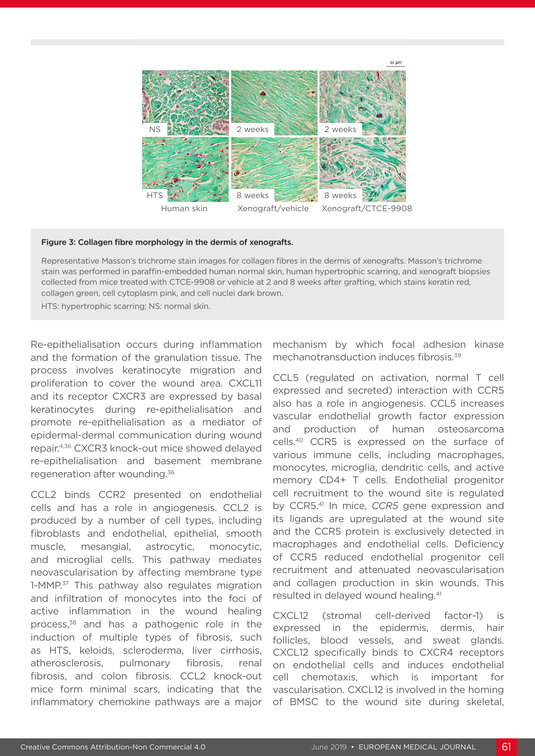Figure 3: Collagen fibre morphology in the dermis of xenografts.

Representative Masson's trichrome stain images for collagen fibres in the dermis of xenografts. Masson's trichrome stain was performed in paraffin-embedded human normal skin, human hypertrophic scarring, and xenograft biopsies collected from mice treated with CTCE-9908 or vehicle at 2 and 8 weeks after grafting, which stains keratin red, collagen green, cell cytoplasm pink, and cell nuclei dark brown.

HTS: hypertrophic scarring; NS: normal skin.

Re-epithelialisation occurs during inflammation and the formation of the granulation tissue. The process involves keratinocyte migration and proliferation to cover the wound area. CXCL11 and its receptor CXCR3 are expressed by basal keratinocytes during re-epithelialisation and promote re-epithelialisation as a mediator of epidermal-dermal communication during wound repair.[4,36] CXCR3 knock-out mice showed delayed re-epithelialisation and basement membrane regeneration after wounding.[36]

CCL2 binds CCR2 presented on endothelial cells and has a role in angiogenesis. CCL2 is produced by a number of cell types, including fibroblasts and endothelial, epithelial, smooth muscle, mesangial, astrocytic, monocytic, and microglial cells. This pathway mediates neovascularisation by affecting membrane type 1-MMP.[37] This pathway also regulates migration and infiltration of monocytes into the foci of active inflammation in the wound healing process,[38] and has a pathogenic role in the induction of multiple types of fibrosis, such as HTS, keloids, scleroderma, liver cirrhosis, atherosclerosis, pulmonary fibrosis, renal fibrosis, and colon fibrosis. CCL2 knock-out mice form minimal scars, indicating that the inflammatory chemokine pathways are a major mechanism by which focal adhesion kinase mechanotransduction induces fibrosis.[39]

CCL5 (regulated on activation, normal T cell expressed and secreted) interaction with CCR5 also has a role in angiogenesis. CCL5 increases vascular endothelial growth factor expression and production of human osteosarcoma cells.[40] CCR5 is expressed on the surface of various immune cells, including macrophages, monocytes, microglia, dendritic cells, and active memory CD4+ T cells. Endothelial progenitor cell recruitment to the wound site is regulated by CCR5.[41] In mice, *CCR5* gene expression and its ligands are upregulated at the wound site and the CCR5 protein is exclusively detected in macrophages and endothelial cells. Deficiency of CCR5 reduced endothelial progenitor cell recruitment and attenuated neovascularisation and collagen production in skin wounds. This resulted in delayed wound healing.[41]

CXCL12 (stromal cell-derived factor-1) is expressed in the epidermis, dermis, hair follicles, blood vessels, and sweat glands. CXCL12 specifically binds to CXCR4 receptors on endothelial cells and induces endothelial cell chemotaxis, which is important for vascularisation. CXCL12 is involved in the homing of BMSC to the wound site during skeletal,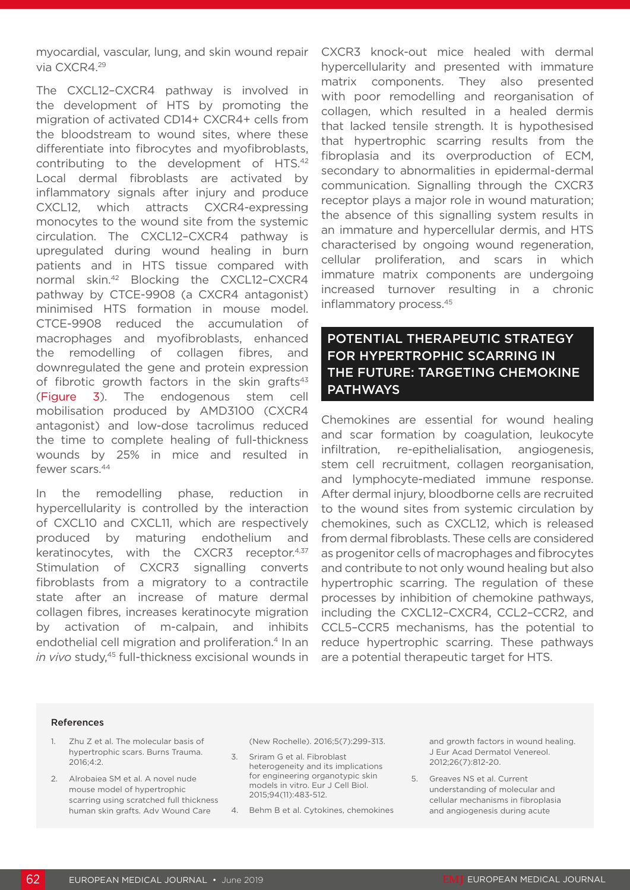myocardial, vascular, lung, and skin wound repair via CXCR4.[29]

The CXCL12–CXCR4 pathway is involved in the development of HTS by promoting the migration of activated CD14+ CXCR4+ cells from the bloodstream to wound sites, where these differentiate into fibrocytes and myofibroblasts, contributing to the development of HTS.[42] Local dermal fibroblasts are activated by inflammatory signals after injury and produce CXCL12, which attracts CXCR4-expressing monocytes to the wound site from the systemic circulation. The CXCL12–CXCR4 pathway is upregulated during wound healing in burn patients and in HTS tissue compared with normal skin.[42] Blocking the CXCL12–CXCR4 pathway by CTCE-9908 (a CXCR4 antagonist) minimised HTS formation in mouse model. CTCE-9908 reduced the accumulation of macrophages and myofibroblasts, enhanced the remodelling of collagen fibres, and downregulated the gene and protein expression of fibrotic growth factors in the skin grafts[43] (Figure 3). The endogenous stem cell mobilisation produced by AMD3100 (CXCR4 antagonist) and low-dose tacrolimus reduced the time to complete healing of full-thickness wounds by 25% in mice and resulted in fewer scars.[44]

In the remodelling phase, reduction in hypercellularity is controlled by the interaction of CXCL10 and CXCL11, which are respectively produced by maturing endothelium and keratinocytes, with the CXCR3 receptor.[4,37] Stimulation of CXCR3 signalling converts fibroblasts from a migratory to a contractile state after an increase of mature dermal collagen fibres, increases keratinocyte migration by activation of m-calpain, and inhibits endothelial cell migration and proliferation.[4] In an *in vivo* study,[45] full-thickness excisional wounds in CXCR3 knock-out mice healed with dermal hypercellularity and presented with immature matrix components. They also presented with poor remodelling and reorganisation of collagen, which resulted in a healed dermis that lacked tensile strength. It is hypothesised that hypertrophic scarring results from the fibroplasia and its overproduction of ECM, secondary to abnormalities in epidermal-dermal communication. Signalling through the CXCR3 receptor plays a major role in wound maturation; the absence of this signalling system results in an immature and hypercellular dermis, and HTS characterised by ongoing wound regeneration, cellular proliferation, and scars in which immature matrix components are undergoing increased turnover resulting in a chronic inflammatory process.[45]

## POTENTIAL THERAPEUTIC STRATEGY FOR HYPERTROPHIC SCARRING IN THE FUTURE: TARGETING CHEMOKINE PATHWAYS

Chemokines are essential for wound healing and scar formation by coagulation, leukocyte infiltration, re-epithelialisation, angiogenesis, stem cell recruitment, collagen reorganisation, and lymphocyte-mediated immune response. After dermal injury, bloodborne cells are recruited to the wound sites from systemic circulation by chemokines, such as CXCL12, which is released from dermal fibroblasts. These cells are considered as progenitor cells of macrophages and fibrocytes and contribute to not only wound healing but also hypertrophic scarring. The regulation of these processes by inhibition of chemokine pathways, including the CXCL12–CXCR4, CCL2–CCR2, and CCL5–CCR5 mechanisms, has the potential to reduce hypertrophic scarring. These pathways are a potential therapeutic target for HTS.

### References

1. Zhu Z et al. The molecular basis of hypertrophic scars. Burns Trauma. 2016;4:2.
2. Alrobaiea SM et al. A novel nude mouse model of hypertrophic scarring using scratched full thickness human skin grafts. Adv Wound Care (New Rochelle). 2016;5(7):299-313.
3. Sriram G et al. Fibroblast heterogeneity and its implications for engineering organotypic skin models in vitro. Eur J Cell Biol. 2015;94(11):483-512.
4. Behm B et al. Cytokines, chemokines and growth factors in wound healing. J Eur Acad Dermatol Venereol. 2012;26(7):812-20.
5. Greaves NS et al. Current understanding of molecular and cellular mechanisms in fibroplasia and angiogenesis during acute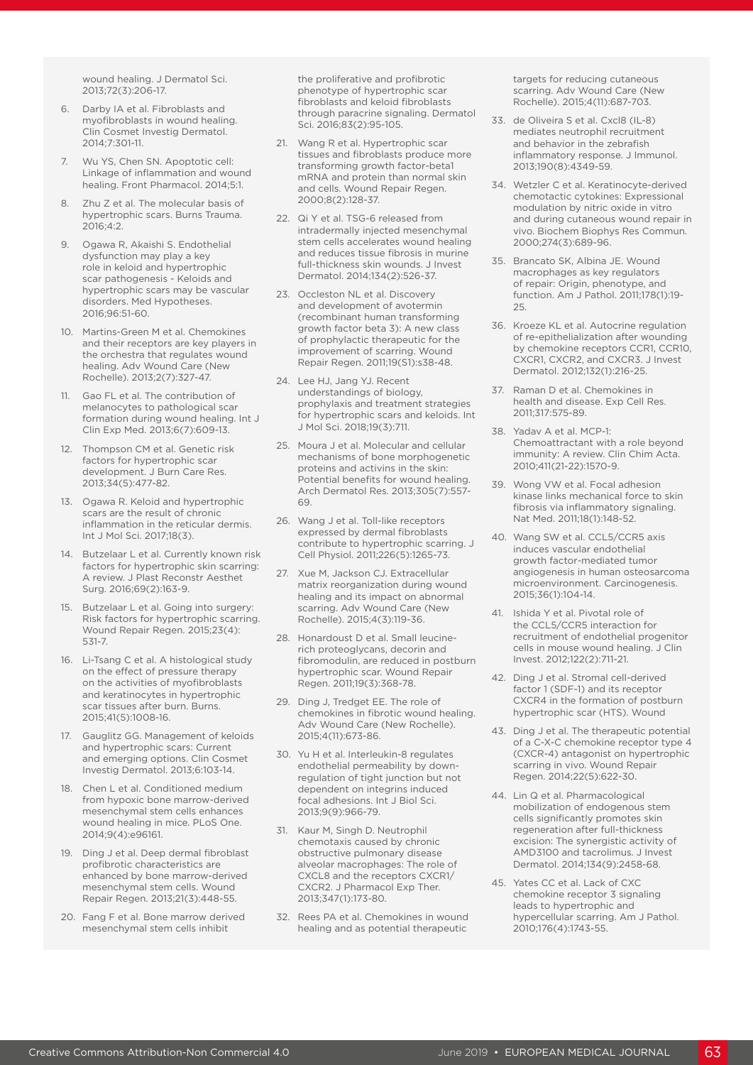wound healing. J Dermatol Sci. 2013;72(3):206-17.

6. Darby IA et al. Fibroblasts and myofibroblasts in wound healing. Clin Cosmet Investig Dermatol. 2014;7:301-11.
7. Wu YS, Chen SN. Apoptotic cell: Linkage of inflammation and wound healing. Front Pharmacol. 2014;5:1.
8. Zhu Z et al. The molecular basis of hypertrophic scars. Burns Trauma. 2016;4:2.
9. Ogawa R, Akaishi S. Endothelial dysfunction may play a key role in keloid and hypertrophic scar pathogenesis - Keloids and hypertrophic scars may be vascular disorders. Med Hypotheses. 2016;96:51-60.
10. Martins-Green M et al. Chemokines and their receptors are key players in the orchestra that regulates wound healing. Adv Wound Care (New Rochelle). 2013;2(7):327-47.
11. Gao FL et al. The contribution of melanocytes to pathological scar formation during wound healing. Int J Clin Exp Med. 2013;6(7):609-13.
12. Thompson CM et al. Genetic risk factors for hypertrophic scar development. J Burn Care Res. 2013;34(5):477-82.
13. Ogawa R. Keloid and hypertrophic scars are the result of chronic inflammation in the reticular dermis. Int J Mol Sci. 2017;18(3).
14. Butzelaar L et al. Currently known risk factors for hypertrophic skin scarring: A review. J Plast Reconstr Aesthet Surg. 2016;69(2):163-9.
15. Butzelaar L et al. Going into surgery: Risk factors for hypertrophic scarring. Wound Repair Regen. 2015;23(4):531-7.
16. Li-Tsang C et al. A histological study on the effect of pressure therapy on the activities of myofibroblasts and keratinocytes in hypertrophic scar tissues after burn. Burns. 2015;41(5):1008-16.
17. Gauglitz GG. Management of keloids and hypertrophic scars: Current and emerging options. Clin Cosmet Investig Dermatol. 2013;6:103-14.
18. Chen L et al. Conditioned medium from hypoxic bone marrow-derived mesenchymal stem cells enhances wound healing in mice. PLoS One. 2014;9(4):e96161.
19. Ding J et al. Deep dermal fibroblast profibrotic characteristics are enhanced by bone marrow-derived mesenchymal stem cells. Wound Repair Regen. 2013;21(3):448-55.
20. Fang F et al. Bone marrow derived mesenchymal stem cells inhibit the proliferative and profibrotic phenotype of hypertrophic scar fibroblasts and keloid fibroblasts through paracrine signaling. Dermatol Sci. 2016;83(2):95-105.
21. Wang R et al. Hypertrophic scar tissues and fibroblasts produce more transforming growth factor-beta1 mRNA and protein than normal skin and cells. Wound Repair Regen. 2000;8(2):128-37.
22. Qi Y et al. TSG-6 released from intradermally injected mesenchymal stem cells accelerates wound healing and reduces tissue fibrosis in murine full-thickness skin wounds. J Invest Dermatol. 2014;134(2):526-37.
23. Occleston NL et al. Discovery and development of avotermin (recombinant human transforming growth factor beta 3): A new class of prophylactic therapeutic for the improvement of scarring. Wound Repair Regen. 2011;19(S1):s38-48.
24. Lee HJ, Jang YJ. Recent understandings of biology, prophylaxis and treatment strategies for hypertrophic scars and keloids. Int J Mol Sci. 2018;19(3):711.
25. Moura J et al. Molecular and cellular mechanisms of bone morphogenetic proteins and activins in the skin: Potential benefits for wound healing. Arch Dermatol Res. 2013;305(7):557-69.
26. Wang J et al. Toll-like receptors expressed by dermal fibroblasts contribute to hypertrophic scarring. J Cell Physiol. 2011;226(5):1265-73.
27. Xue M, Jackson CJ. Extracellular matrix reorganization during wound healing and its impact on abnormal scarring. Adv Wound Care (New Rochelle). 2015;4(3):119-36.
28. Honardoust D et al. Small leucine-rich proteoglycans, decorin and fibromodulin, are reduced in postburn hypertrophic scar. Wound Repair Regen. 2011;19(3):368-78.
29. Ding J, Tredget EE. The role of chemokines in fibrotic wound healing. Adv Wound Care (New Rochelle). 2015;4(11):673-86.
30. Yu H et al. Interleukin-8 regulates endothelial permeability by down-regulation of tight junction but not dependent on integrins induced focal adhesions. Int J Biol Sci. 2013;9(9):966-79.
31. Kaur M, Singh D. Neutrophil chemotaxis caused by chronic obstructive pulmonary disease alveolar macrophages: The role of CXCL8 and the receptors CXCR1/CXCR2. J Pharmacol Exp Ther. 2013;347(1):173-80.
32. Rees PA et al. Chemokines in wound healing and as potential therapeutic targets for reducing cutaneous scarring. Adv Wound Care (New Rochelle). 2015;4(11):687-703.
33. de Oliveira S et al. Cxcl8 (IL-8) mediates neutrophil recruitment and behavior in the zebrafish inflammatory response. J Immunol. 2013;190(8):4349-59.
34. Wetzler C et al. Keratinocyte-derived chemotactic cytokines: Expressional modulation by nitric oxide in vitro and during cutaneous wound repair in vivo. Biochem Biophys Res Commun. 2000;274(3):689-96.
35. Brancato SK, Albina JE. Wound macrophages as key regulators of repair: Origin, phenotype, and function. Am J Pathol. 2011;178(1):19-25.
36. Kroeze KL et al. Autocrine regulation of re-epithelialization after wounding by chemokine receptors CCR1, CCR10, CXCR1, CXCR2, and CXCR3. J Invest Dermatol. 2012;132(1):216-25.
37. Raman D et al. Chemokines in health and disease. Exp Cell Res. 2011;317:575-89.
38. Yadav A et al. MCP-1: Chemoattractant with a role beyond immunity: A review. Clin Chim Acta. 2010;411(21-22):1570-9.
39. Wong VW et al. Focal adhesion kinase links mechanical force to skin fibrosis via inflammatory signaling. Nat Med. 2011;18(1):148-52.
40. Wang SW et al. CCL5/CCR5 axis induces vascular endothelial growth factor-mediated tumor angiogenesis in human osteosarcoma microenvironment. Carcinogenesis. 2015;36(1):104-14.
41. Ishida Y et al. Pivotal role of the CCL5/CCR5 interaction for recruitment of endothelial progenitor cells in mouse wound healing. J Clin Invest. 2012;122(2):711-21.
42. Ding J et al. Stromal cell-derived factor 1 (SDF-1) and its receptor CXCR4 in the formation of postburn hypertrophic scar (HTS). Wound
43. Ding J et al. The therapeutic potential of a C-X-C chemokine receptor type 4 (CXCR-4) antagonist on hypertrophic scarring in vivo. Wound Repair Regen. 2014;22(5):622-30.
44. Lin Q et al. Pharmacological mobilization of endogenous stem cells significantly promotes skin regeneration after full-thickness excision: The synergistic activity of AMD3100 and tacrolimus. J Invest Dermatol. 2014;134(9):2458-68.
45. Yates CC et al. Lack of CXC chemokine receptor 3 signaling leads to hypertrophic and hypercellular scarring. Am J Pathol. 2010;176(4):1743-55.